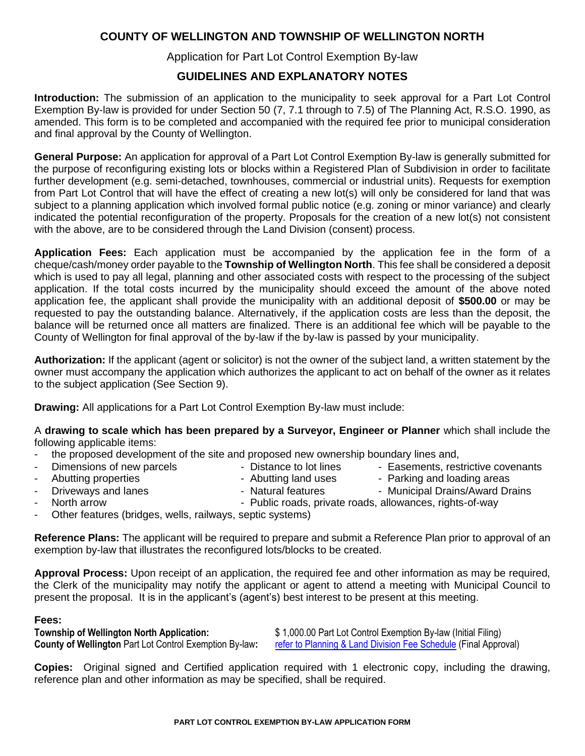# COUNTY OF WELLINGTON AND TOWNSHIP OF WELLINGTON NORTH

Application for Part Lot Control Exemption By-law

## GUIDELINES AND EXPLANATORY NOTES

**Introduction:** The submission of an application to the municipality to seek approval for a Part Lot Control Exemption By-law is provided for under Section 50 (7, 7.1 through to 7.5) of The Planning Act, R.S.O. 1990, as amended. This form is to be completed and accompanied with the required fee prior to municipal consideration and final approval by the County of Wellington.

**General Purpose:** An application for approval of a Part Lot Control Exemption By-law is generally submitted for the purpose of reconfiguring existing lots or blocks within a Registered Plan of Subdivision in order to facilitate further development (e.g. semi-detached, townhouses, commercial or industrial units). Requests for exemption from Part Lot Control that will have the effect of creating a new lot(s) will only be considered for land that was subject to a planning application which involved formal public notice (e.g. zoning or minor variance) and clearly indicated the potential reconfiguration of the property. Proposals for the creation of a new lot(s) not consistent with the above, are to be considered through the Land Division (consent) process.

**Application Fees:** Each application must be accompanied by the application fee in the form of a cheque/cash/money order payable to the **Township of Wellington North**. This fee shall be considered a deposit which is used to pay all legal, planning and other associated costs with respect to the processing of the subject application. If the total costs incurred by the municipality should exceed the amount of the above noted application fee, the applicant shall provide the municipality with an additional deposit of **$500.00** or may be requested to pay the outstanding balance. Alternatively, if the application costs are less than the deposit, the balance will be returned once all matters are finalized. There is an additional fee which will be payable to the County of Wellington for final approval of the by-law if the by-law is passed by your municipality.

**Authorization:** If the applicant (agent or solicitor) is not the owner of the subject land, a written statement by the owner must accompany the application which authorizes the applicant to act on behalf of the owner as it relates to the subject application (See Section 9).

**Drawing:** All applications for a Part Lot Control Exemption By-law must include:

A **drawing to scale which has been prepared by a Surveyor, Engineer or Planner** which shall include the following applicable items:

- the proposed development of the site and proposed new ownership boundary lines and,
- Dimensions of new parcels
- Distance to lot lines
- Easements, restrictive covenants
- Abutting properties
- Abutting land uses
- Parking and loading areas
- Driveways and lanes
- Natural features
- Municipal Drains/Award Drains
- North arrow
- Public roads, private roads, allowances, rights-of-way
- Other features (bridges, wells, railways, septic systems)

**Reference Plans:** The applicant will be required to prepare and submit a Reference Plan prior to approval of an exemption by-law that illustrates the reconfigured lots/blocks to be created.

**Approval Process:** Upon receipt of an application, the required fee and other information as may be required, the Clerk of the municipality may notify the applicant or agent to attend a meeting with Municipal Council to present the proposal. It is in the applicant's (agent's) best interest to be present at this meeting.

**Fees:**

| | |
|---|---|
| **Township of Wellington North Application:** | $ 1,000.00 Part Lot Control Exemption By-law (Initial Filing) |
| **County of Wellington** Part Lot Control Exemption By-law**:** | refer to Planning & Land Division Fee Schedule (Final Approval) |

**Copies:** Original signed and Certified application required with 1 electronic copy, including the drawing, reference plan and other information as may be specified, shall be required.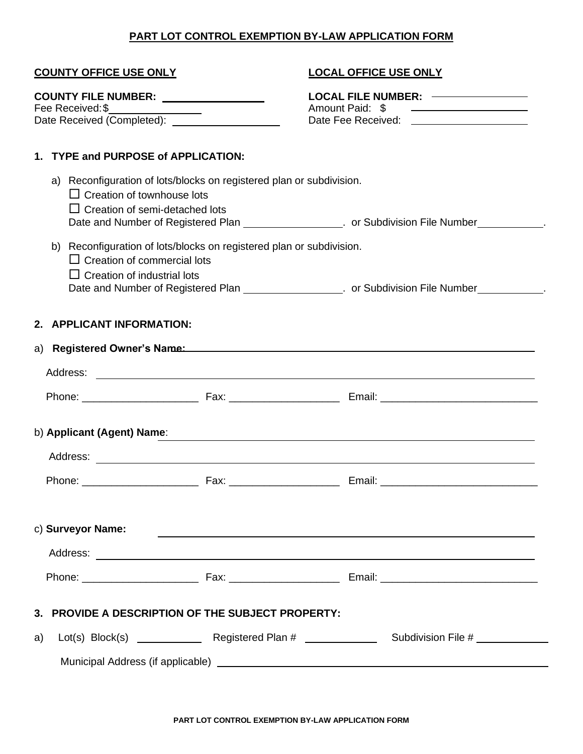## PART LOT CONTROL EXEMPTION BY-LAW APPLICATION FORM

**COUNTY OFFICE USE ONLY**

**COUNTY FILE NUMBER:** ________________
Fee Received: $________________
Date Received (Completed): ________________

**LOCAL OFFICE USE ONLY**

**LOCAL FILE NUMBER:** ________________
Amount Paid: $ ________________
Date Fee Received: ________________

### 1. TYPE and PURPOSE of APPLICATION:

a) Reconfiguration of lots/blocks on registered plan or subdivision.
☐ Creation of townhouse lots
☐ Creation of semi-detached lots
Date and Number of Registered Plan ________________. or Subdivision File Number__________.

b) Reconfiguration of lots/blocks on registered plan or subdivision.
☐ Creation of commercial lots
☐ Creation of industrial lots
Date and Number of Registered Plan ________________. or Subdivision File Number__________.

### 2. APPLICANT INFORMATION:

a) **Registered Owner's Name:** ________________________________________

Address: ________________________________________

Phone: ____________________ Fax: ___________________ Email: ___________________________

b) **Applicant (Agent) Name**: ________________________________________

Address: ________________________________________

Phone: ____________________ Fax: ___________________ Email: ___________________________

c) **Surveyor Name:** ________________________________________

Address: ________________________________________

Phone: ____________________ Fax: ___________________ Email: ___________________________

### 3. PROVIDE A DESCRIPTION OF THE SUBJECT PROPERTY:

a) Lot(s) Block(s) ____________ Registered Plan # ____________ Subdivision File # ____________

Municipal Address (if applicable) ________________________________________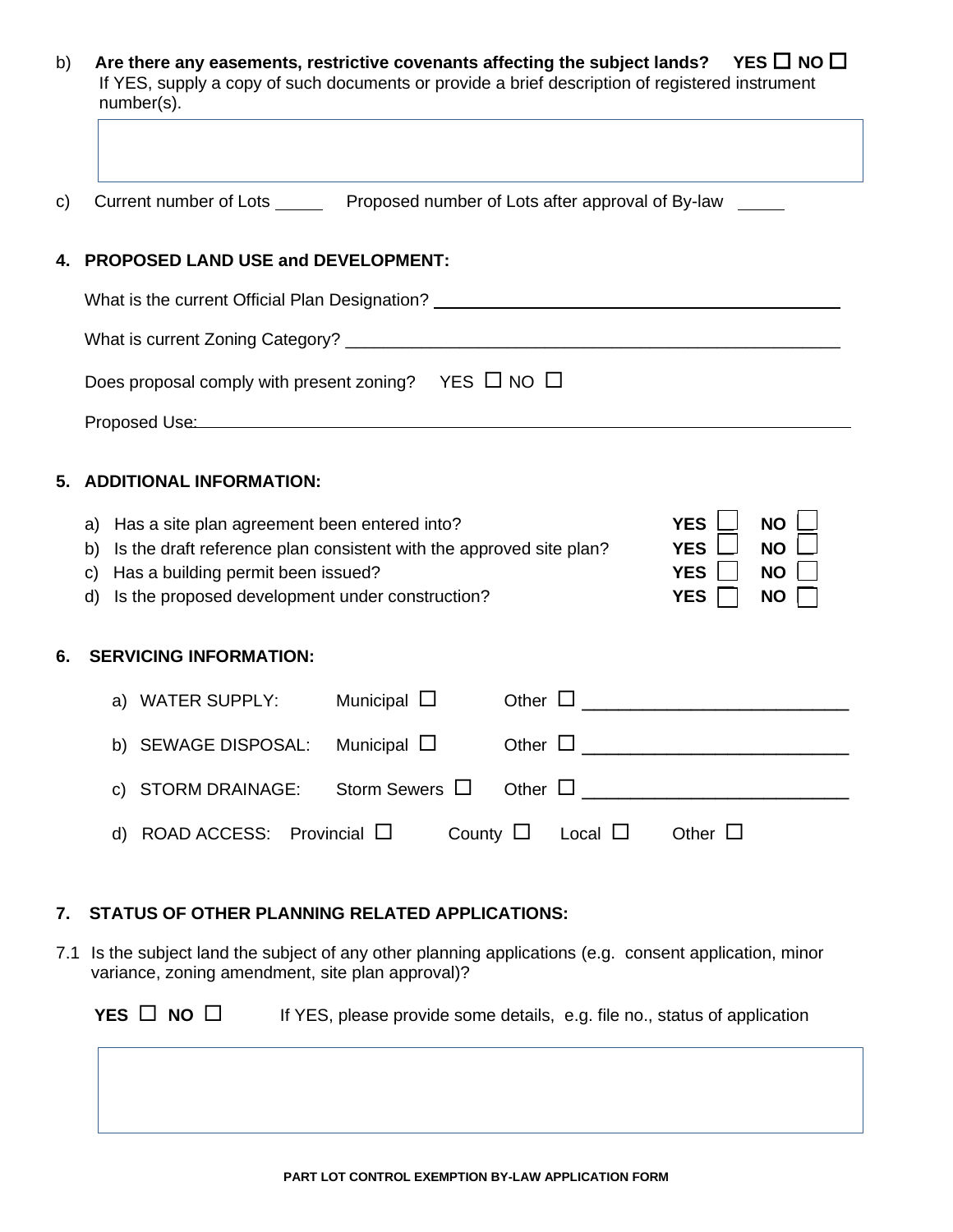b) **Are there any easements, restrictive covenants affecting the subject lands? YES ☐ NO ☐**
If YES, supply a copy of such documents or provide a brief description of registered instrument number(s).

| |
|---|
| |

c) Current number of Lots _____ Proposed number of Lots after approval of By-law _____

**4. PROPOSED LAND USE and DEVELOPMENT:**

What is the current Official Plan Designation? ________________________________

What is current Zoning Category? ________________________________

Does proposal comply with present zoning? YES ☐ NO ☐

Proposed Use: ________________________________

**5. ADDITIONAL INFORMATION:**

a) Has a site plan agreement been entered into? **YES** ☐ **NO** ☐
b) Is the draft reference plan consistent with the approved site plan? **YES** ☐ **NO** ☐
c) Has a building permit been issued? **YES** ☐ **NO** ☐
d) Is the proposed development under construction? **YES** ☐ **NO** ☐

**6. SERVICING INFORMATION:**

a) WATER SUPPLY: Municipal ☐ Other ☐ ________________________

b) SEWAGE DISPOSAL: Municipal ☐ Other ☐ ________________________

c) STORM DRAINAGE: Storm Sewers ☐ Other ☐ ________________________

d) ROAD ACCESS: Provincial ☐ County ☐ Local ☐ Other ☐

**7. STATUS OF OTHER PLANNING RELATED APPLICATIONS:**

7.1 Is the subject land the subject of any other planning applications (e.g. consent application, minor variance, zoning amendment, site plan approval)?

**YES** ☐ **NO** ☐ If YES, please provide some details, e.g. file no., status of application

| |
|---|
| |

**PART LOT CONTROL EXEMPTION BY-LAW APPLICATION FORM**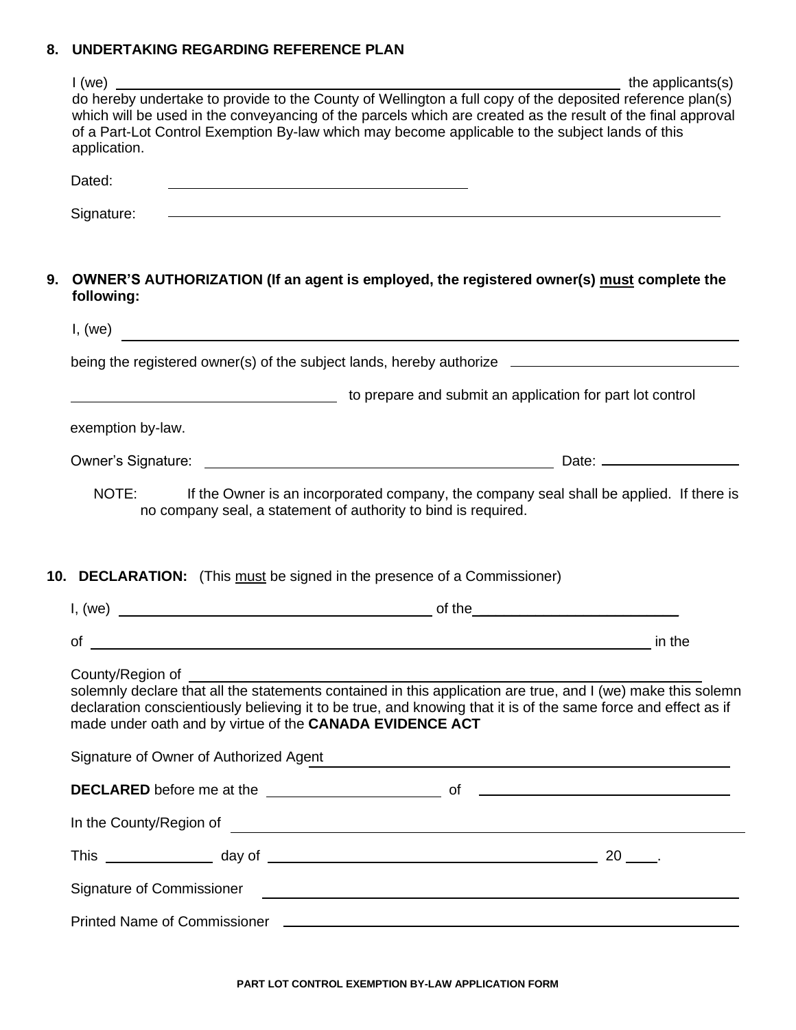## 8. UNDERTAKING REGARDING REFERENCE PLAN

I (we) ____________________________________________ the applicants(s) do hereby undertake to provide to the County of Wellington a full copy of the deposited reference plan(s) which will be used in the conveyancing of the parcels which are created as the result of the final approval of a Part-Lot Control Exemption By-law which may become applicable to the subject lands of this application.

Dated: ______________________________

Signature: ____________________________________________

## 9. OWNER'S AUTHORIZATION (If an agent is employed, the registered owner(s) <u>must</u> complete the following:

I, (we) ____________________________________________

being the registered owner(s) of the subject lands, hereby authorize ______________________

______________________ to prepare and submit an application for part lot control

exemption by-law.

Owner's Signature: ______________________________ Date: ______________

NOTE: If the Owner is an incorporated company, the company seal shall be applied. If there is no company seal, a statement of authority to bind is required.

## 10. DECLARATION: (This <u>must</u> be signed in the presence of a Commissioner)

I, (we) ______________________________ of the ______________________

of ____________________________________________ in the

County/Region of ____________________________________________

solemnly declare that all the statements contained in this application are true, and I (we) make this solemn declaration conscientiously believing it to be true, and knowing that it is of the same force and effect as if made under oath and by virtue of the **CANADA EVIDENCE ACT**

Signature of Owner of Authorized Agent ______________________________

**DECLARED** before me at the ______________ of ______________________

In the County/Region of ____________________________________________

This __________ day of ______________________________ 20 ____.

Signature of Commissioner ______________________________

Printed Name of Commissioner ______________________________

PART LOT CONTROL EXEMPTION BY-LAW APPLICATION FORM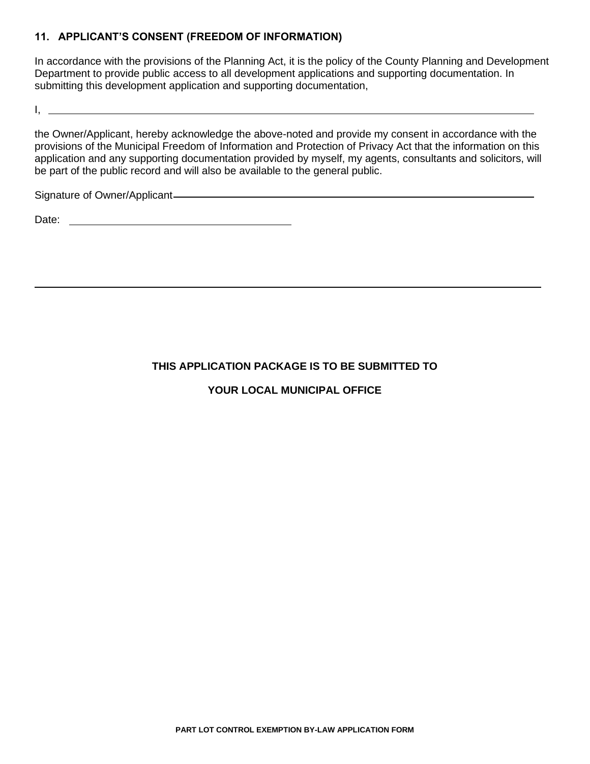### 11. APPLICANT'S CONSENT (FREEDOM OF INFORMATION)

In accordance with the provisions of the Planning Act, it is the policy of the County Planning and Development Department to provide public access to all development applications and supporting documentation. In submitting this development application and supporting documentation,

I, ______________________________________________________________________________

the Owner/Applicant, hereby acknowledge the above-noted and provide my consent in accordance with the provisions of the Municipal Freedom of Information and Protection of Privacy Act that the information on this application and any supporting documentation provided by myself, my agents, consultants and solicitors, will be part of the public record and will also be available to the general public.

Signature of Owner/Applicant______________________________________________________________

Date: ________________________________

---

**THIS APPLICATION PACKAGE IS TO BE SUBMITTED TO**

**YOUR LOCAL MUNICIPAL OFFICE**

**PART LOT CONTROL EXEMPTION BY-LAW APPLICATION FORM**